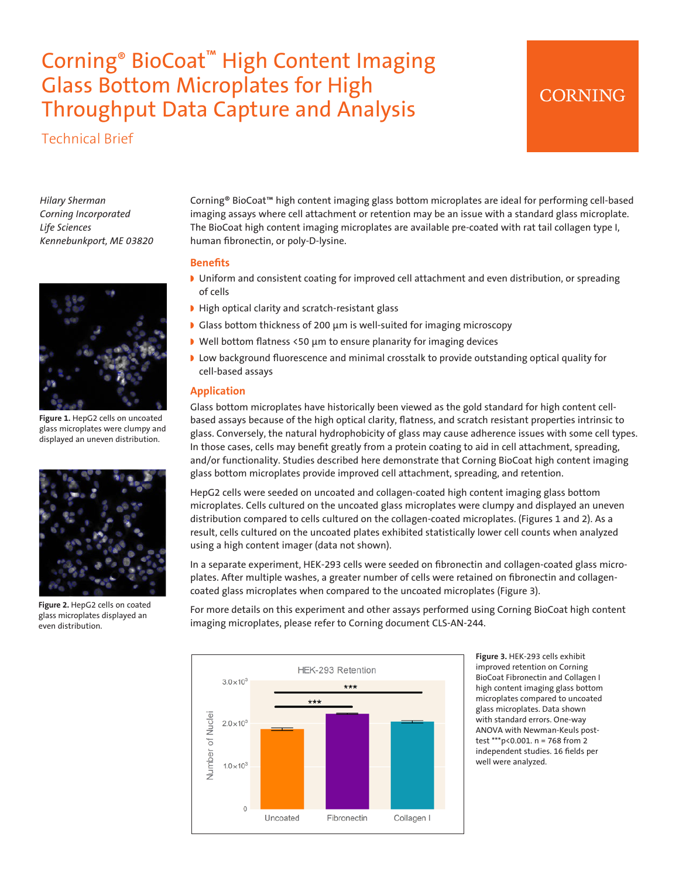# Corning® BioCoat™ High Content Imaging Glass Bottom Microplates for High Throughput Data Capture and Analysis

## Technical Brief

*Hilary Sherman*
*Corning Incorporated*
*Life Sciences*
*Kennebunkport, ME 03820*

Corning® BioCoat™ high content imaging glass bottom microplates are ideal for performing cell-based imaging assays where cell attachment or retention may be an issue with a standard glass microplate. The BioCoat high content imaging microplates are available pre-coated with rat tail collagen type I, human fibronectin, or poly-D-lysine.

### Benefits

- Uniform and consistent coating for improved cell attachment and even distribution, or spreading of cells
- High optical clarity and scratch-resistant glass
- Glass bottom thickness of 200 µm is well-suited for imaging microscopy
- Well bottom flatness <50 µm to ensure planarity for imaging devices
- Low background fluorescence and minimal crosstalk to provide outstanding optical quality for cell-based assays

### Application

Glass bottom microplates have historically been viewed as the gold standard for high content cell-based assays because of the high optical clarity, flatness, and scratch resistant properties intrinsic to glass. Conversely, the natural hydrophobicity of glass may cause adherence issues with some cell types. In those cases, cells may benefit greatly from a protein coating to aid in cell attachment, spreading, and/or functionality. Studies described here demonstrate that Corning BioCoat high content imaging glass bottom microplates provide improved cell attachment, spreading, and retention.

HepG2 cells were seeded on uncoated and collagen-coated high content imaging glass bottom microplates. Cells cultured on the uncoated glass microplates were clumpy and displayed an uneven distribution compared to cells cultured on the collagen-coated microplates. (Figures 1 and 2). As a result, cells cultured on the uncoated plates exhibited statistically lower cell counts when analyzed using a high content imager (data not shown).

**Figure 1.** HepG2 cells on uncoated glass microplates were clumpy and displayed an uneven distribution.

**Figure 2.** HepG2 cells on coated glass microplates displayed an even distribution.

In a separate experiment, HEK-293 cells were seeded on fibronectin and collagen-coated glass microplates. After multiple washes, a greater number of cells were retained on fibronectin and collagen-coated glass microplates when compared to the uncoated microplates (Figure 3).

For more details on this experiment and other assays performed using Corning BioCoat high content imaging microplates, please refer to Corning document CLS-AN-244.

**Figure 3.** HEK-293 cells exhibit improved retention on Corning BioCoat Fibronectin and Collagen I high content imaging glass bottom microplates compared to uncoated glass microplates. Data shown with standard errors. One-way ANOVA with Newman-Keuls post-test ***$p<0.001$. n = 768 from 2 independent studies. 16 fields per well were analyzed.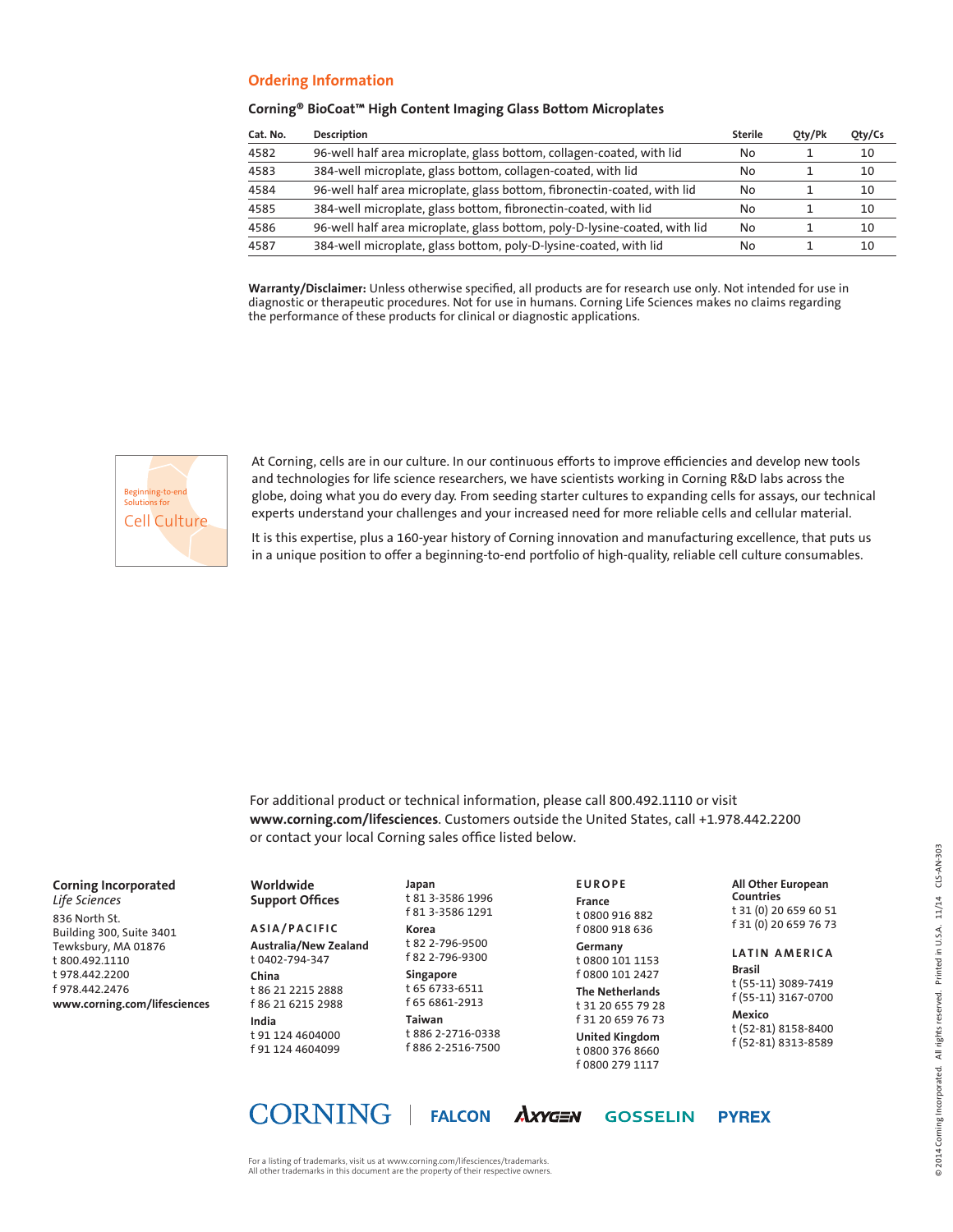## Ordering Information

### Corning® BioCoat™ High Content Imaging Glass Bottom Microplates

| Cat. No. | Description | Sterile | Qty/Pk | Qty/Cs |
|---|---|---|---|---|
| 4582 | 96-well half area microplate, glass bottom, collagen-coated, with lid | No | 1 | 10 |
| 4583 | 384-well microplate, glass bottom, collagen-coated, with lid | No | 1 | 10 |
| 4584 | 96-well half area microplate, glass bottom, fibronectin-coated, with lid | No | 1 | 10 |
| 4585 | 384-well microplate, glass bottom, fibronectin-coated, with lid | No | 1 | 10 |
| 4586 | 96-well half area microplate, glass bottom, poly-D-lysine-coated, with lid | No | 1 | 10 |
| 4587 | 384-well microplate, glass bottom, poly-D-lysine-coated, with lid | No | 1 | 10 |

**Warranty/Disclaimer:** Unless otherwise specified, all products are for research use only. Not intended for use in diagnostic or therapeutic procedures. Not for use in humans. Corning Life Sciences makes no claims regarding the performance of these products for clinical or diagnostic applications.

Beginning-to-end Solutions for Cell Culture

At Corning, cells are in our culture. In our continuous efforts to improve efficiencies and develop new tools and technologies for life science researchers, we have scientists working in Corning R&D labs across the globe, doing what you do every day. From seeding starter cultures to expanding cells for assays, our technical experts understand your challenges and your increased need for more reliable cells and cellular material.

It is this expertise, plus a 160-year history of Corning innovation and manufacturing excellence, that puts us in a unique position to offer a beginning-to-end portfolio of high-quality, reliable cell culture consumables.

For additional product or technical information, please call 800.492.1110 or visit **www.corning.com/lifesciences**. Customers outside the United States, call +1.978.442.2200 or contact your local Corning sales office listed below.

**Corning Incorporated**
*Life Sciences*
836 North St.
Building 300, Suite 3401
Tewksbury, MA 01876
t 800.492.1110
t 978.442.2200
f 978.442.2476
**www.corning.com/lifesciences**

**Worldwide Support Offices**

**ASIA/PACIFIC**

**Australia/New Zealand**
t 0402-794-347

**China**
t 86 21 2215 2888
f 86 21 6215 2988

**India**
t 91 124 4604000
f 91 124 4604099

**Japan**
t 81 3-3586 1996
f 81 3-3586 1291

**Korea**
t 82 2-796-9500
f 82 2-796-9300

**Singapore**
t 65 6733-6511
f 65 6861-2913

**Taiwan**
t 886 2-2716-0338
f 886 2-2516-7500

**EUROPE**

**France**
t 0800 916 882
f 0800 918 636

**Germany**
t 0800 101 1153
f 0800 101 2427

**The Netherlands**
t 31 20 655 79 28
f 31 20 659 76 73

**United Kingdom**
t 0800 376 8660
f 0800 279 1117

**All Other European Countries**
t 31 (0) 20 659 60 51
f 31 (0) 20 659 76 73

**LATIN AMERICA**

**Brasil**
t (55-11) 3089-7419
f (55-11) 3167-0700

**Mexico**
t (52-81) 8158-8400
f (52-81) 8313-8589

CORNING | FALCON AXYGEN GOSSELIN PYREX

For a listing of trademarks, visit us at www.corning.com/lifesciences/trademarks.
All other trademarks in this document are the property of their respective owners.

© 2014 Corning Incorporated. All rights reserved. Printed in U.S.A. 11/14 CLS-AN-303